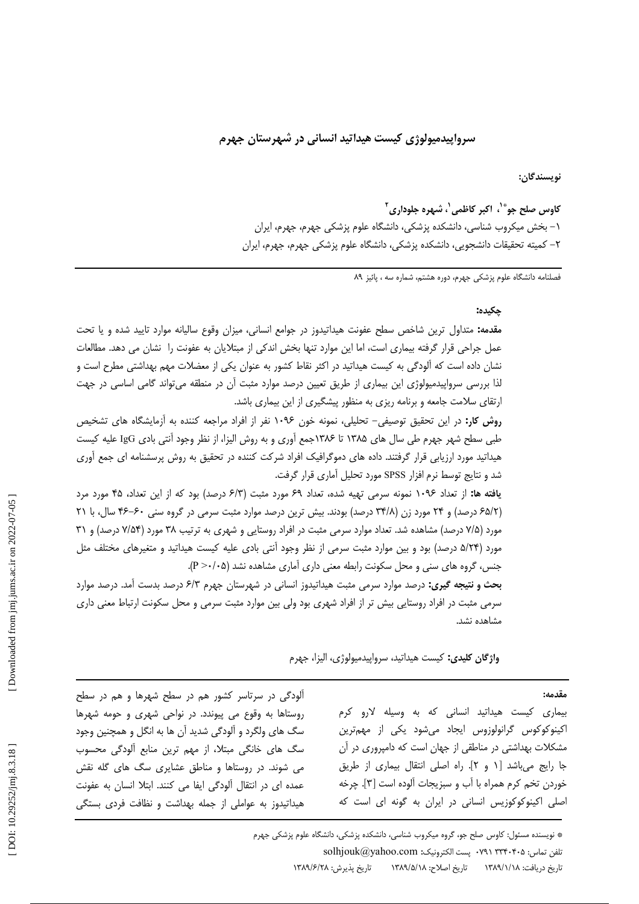# سرواپیدمیولوژی کیست هیداتید انسانی در شهرستان جهرم

**نویسندگان:**

**کاوس صلح جو*[1]، اکبر کاظمی[1]، شهره جلوداری[2]**

۱- بخش میکروب شناسی، دانشکده پزشکی، دانشگاه علوم پزشکی جهرم، جهرم، ایران

۲- کمیته تحقیقات دانشجویی، دانشکده پزشکی، دانشگاه علوم پزشکی جهرم، جهرم، ایران

فصلنامه دانشگاه علوم پزشکی جهرم، دوره هشتم، شماره سه ، پائیز ۸۹

## چکیده:

**مقدمه:** متداول ترین شاخص سطح عفونت هیداتیدوز در جوامع انسانی، میزان وقوع سالیانه موارد تایید شده و یا تحت عمل جراحی قرار گرفته بیماری است، اما این موارد تنها بخش اندکی از مبتلایان به عفونت را نشان می دهد. مطالعات نشان داده است که آلودگی به کیست هیداتید در اکثر نقاط کشور به عنوان یکی از معضلات مهم بهداشتی مطرح است و لذا بررسی سرواپیدمیولوژی این بیماری از طریق تعیین درصد موارد مثبت آن در منطقه می‌تواند گامی اساسی در جهت ارتقای سلامت جامعه و برنامه ریزی به منظور پیشگیری از این بیماری باشد.

**روش کار:** در این تحقیق توصیفی- تحلیلی، نمونه خون ۱۰۹۶ نفر از افراد مراجعه کننده به آزمایشگاه های تشخیص طبی سطح شهر جهرم طی سال های ۱۳۸۵ تا ۱۳۸۶جمع آوری و به روش الیزا، از نظر وجود آنتی بادی IgG علیه کیست هیداتید مورد ارزیابی قرار گرفتند. داده های دموگرافیک افراد شرکت کننده در تحقیق به روش پرسشنامه ای جمع آوری شد و نتایج توسط نرم افزار SPSS مورد تحلیل آماری قرار گرفت.

**یافته ها:** از تعداد ۱۰۹۶ نمونه سرمی تهیه شده، تعداد ۶۹ مورد مثبت (۶/۳ درصد) بود که از این تعداد، ۴۵ مورد مرد (۶۵/۲ درصد) و ۲۴ مورد زن (۳۴/۸ درصد) بودند. بیش ترین درصد موارد مثبت سرمی در گروه سنی ۶۰-۴۶ سال، با ۲۱ مورد (۷/۵ درصد) مشاهده شد. تعداد موارد سرمی مثبت در افراد روستایی و شهری به ترتیب ۳۸ مورد (۷/۵۴ درصد) و ۳۱ مورد (۵/۲۴ درصد) بود و بین موارد مثبت سرمی از نظر وجود آنتی بادی علیه کیست هیداتید و متغیرهای مختلف مثل جنس، گروه های سنی و محل سکونت رابطه معنی داری آماری مشاهده نشد ($P > 0/05$).

**بحث و نتیجه گیری:** درصد موارد سرمی مثبت هیداتیدوز انسانی در شهرستان جهرم ۶/۳ درصد بدست آمد. درصد موارد سرمی مثبت در افراد روستایی بیش تر از افراد شهری بود ولی بین موارد مثبت سرمی و محل سکونت ارتباط معنی داری مشاهده نشد.

**واژگان کلیدی:** کیست هیداتید، سرواپیدمیولوژی، الیزا، جهرم

## مقدمه:

بیماری کیست هیداتید انسانی که به وسیله لارو کرم اکینوکوکوس گرانولوزوس ایجاد می‌شود یکی از مهم‌ترین مشکلات بهداشتی در مناطقی از جهان است که دامپروری در آن جا رایج می‌باشد [۱ و ۲]. راه اصلی انتقال بیماری از طریق خوردن تخم کرم همراه با آب و سبزیجات آلوده است [۳]. چرخه اصلی اکینوکوکوزیس انسانی در ایران به گونه ای است که آلودگی در سرتاسر کشور هم در سطح شهرها و هم در سطح روستاها به وقوع می پیوندد. در نواحی شهری و حومه شهرها سگ های ولگرد و آلودگی شدید آن ها به انگل و همچنین وجود سگ های خانگی مبتلا، از مهم ترین منابع آلودگی محسوب می شوند. در روستاها و مناطق عشایری سگ های گله نقش عمده ای در انتقال آلودگی ایفا می کنند. ابتلا انسان به عفونت هیداتیدوز به عواملی از جمله بهداشت و نظافت فردی بستگی

* نویسنده مسئول: کاوس صلح جو، گروه میکروب شناسی، دانشکده پزشکی، دانشگاه علوم پزشکی جهرم

تلفن تماس: ۰۷۹۱ ۳۳۴۰۴۰۵ پست الکترونیک: solhjouk@yahoo.com

تاریخ دریافت: ۱۳۸۹/۱/۱۸ تاریخ اصلاح: ۱۳۸۹/۵/۱۸ تاریخ پذیرش: ۱۳۸۹/۶/۲۸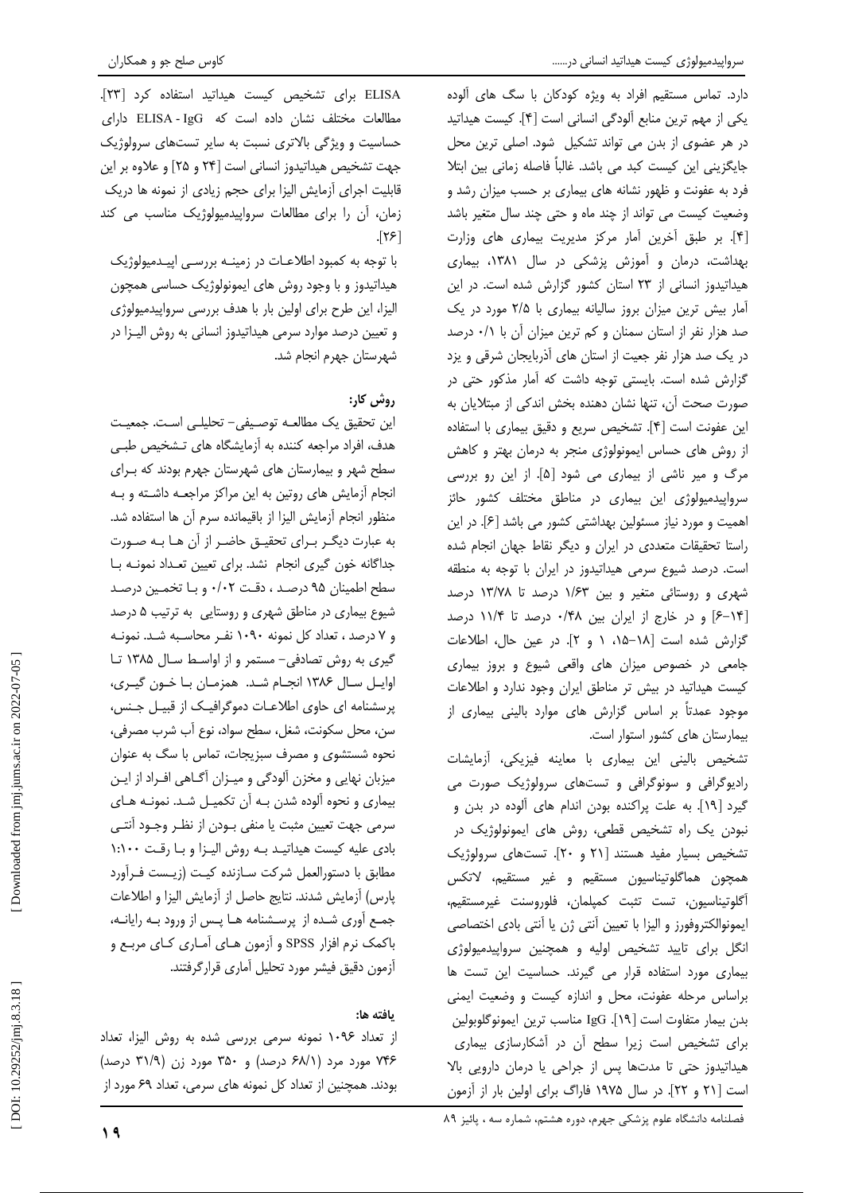دارد. تماس مستقیم افراد به ویژه کودکان با سگ های آلوده یکی از مهم ترین منابع آلودگی انسانی است [۴]. کیست هیداتید در هر عضوی از بدن می تواند تشکیل شود. اصلی ترین محل جایگزینی این کیست کبد می باشد. غالباً فاصله زمانی بین ابتلا فرد به عفونت و ظهور نشانه های بیماری بر حسب میزان رشد و وضعیت کیست می تواند از چند ماه و حتی چند سال متغیر باشد [۴]. بر طبق آخرین آمار مرکز مدیریت بیماری های وزارت بهداشت، درمان و آموزش پزشکی در سال ۱۳۸۱، بیماری هیداتیدوز انسانی از ۲۳ استان کشور گزارش شده است. در این آمار بیش ترین میزان بروز سالیانه بیماری با ۲/۵ مورد در یک صد هزار نفر از استان سمنان و کم ترین میزان آن با ۰/۱ درصد در یک صد هزار نفر جعیت از استان های آذربایجان شرقی و یزد گزارش شده است. بایستی توجه داشت که آمار مذکور حتی در صورت صحت آن، تنها نشان دهنده بخش اندکی از مبتلایان به این عفونت است [۴]. تشخیص سریع و دقیق بیماری با استفاده از روش های حساس ایمونولوژی منجر به درمان بهتر و کاهش مرگ و میر ناشی از بیماری می شود [۵]. از این رو بررسی سرواپیدمیولوژی این بیماری در مناطق مختلف کشور حائز اهمیت و مورد نیاز مسئولین بهداشتی کشور می باشد [۶]. در این راستا تحقیقات متعددی در ایران و دیگر نقاط جهان انجام شده است. درصد شیوع سرمی هیداتیدوز در ایران با توجه به منطقه شهری و روستائی متغیر و بین ۱/۶۳ درصد تا ۱۳/۷۸ درصد [۱۴-۶] و در خارج از ایران بین ۰/۴۸ درصد تا ۱۱/۴ درصد گزارش شده است [۱۸-۱۵، ۱ و ۲]. در عین حال، اطلاعات جامعی در خصوص میزان های واقعی شیوع و بروز بیماری کیست هیداتید در بیش تر مناطق ایران وجود ندارد و اطلاعات موجود عمدتاً بر اساس گزارش های موارد بالینی بیماری از بیمارستان های کشور استوار است.

تشخیص بالینی این بیماری با معاینه فیزیکی، آزمایشات رادیوگرافی و سونوگرافی و تست‌های سرولوژیک صورت می گیرد [۱۹]. به علت پراکنده بودن اندام های آلوده در بدن و نبودن یک راه تشخیص قطعی، روش های ایمونولوژیک در تشخیص بسیار مفید هستند [۲۱ و ۲۰]. تست‌های سرولوژیک همچون هماگلوتیناسیون مستقیم و غیر مستقیم، لاتکس آگلوتیناسیون، تست تثبت کمپلمان، فلوروسنت غیرمستقیم، ایمونوالکتروفورز و الیزا با تعیین آنتی ژن یا آنتی بادی اختصاصی انگل برای تایید تشخیص اولیه و همچنین سرواپیدمیولوژی بیماری مورد استفاده قرار می گیرند. حساسیت این تست ها براساس مرحله عفونت، محل و اندازه کیست و وضعیت ایمنی بدن بیمار متفاوت است [۱۹]. IgG مناسب ترین ایمونوگلوبولین برای تشخیص است زیرا سطح آن در آشکارسازی بیماری هیداتیدوز حتی تا مدت‌ها پس از جراحی یا درمان دارویی بالا است [۲۱ و ۲۲]. در سال ۱۹۷۵ فاراگ برای اولین بار از آزمون ELISA برای تشخیص کیست هیداتید استفاده کرد [۲۳]. مطالعات مختلف نشان داده است که ELISA - IgG دارای حساسیت و ویژگی بالاتری نسبت به سایر تست‌های سرولوژیک جهت تشخیص هیداتیدوز انسانی است [۲۴ و ۲۵] و علاوه بر این قابلیت اجرای آزمایش الیزا برای حجم زیادی از نمونه ها دریک زمان، آن را برای مطالعات سرواپیدمیولوژیک مناسب می کند [۲۶].

با توجه به کمبود اطلاعـات در زمینـه بررسـی اپیـدمیولوژیک هیداتیدوز و با وجود روش های ایمونولوژیک حساسی همچون الیزا، این طرح برای اولین بار با هدف بررسی سرواپیدمیولوژی و تعیین درصد موارد سرمی هیداتیدوز انسانی به روش الیـزا در شهرستان جهرم انجام شد.

## روش کار:

این تحقیق یک مطالعـه توصـیفی- تحلیلـی اسـت. جمعیـت هدف، افراد مراجعه کننده به آزمایشگاه های تـشخیص طبـی سطح شهر و بیمارستان های شهرستان جهرم بودند که بـرای انجام آزمایش های روتین به این مراکز مراجعـه داشـته و بـه منظور انجام آزمایش الیزا از باقیمانده سرم آن ها استفاده شد. به عبارت دیگـر بـرای تحقیـق حاضـر از آن هـا بـه صـورت جداگانه خون گیری انجام نشد. برای تعیین تعـداد نمونـه بـا سطح اطمینان ۹۵ درصـد ، دقـت ۰/۰۲ و بـا تخمـین درصـد شیوع بیماری در مناطق شهری و روستایی به ترتیب ۵ درصد و ۷ درصد ، تعداد کل نمونه ۱۰۹۰ نفـر محاسـبه شـد. نمونـه گیری به روش تصادفی- مستمر و از اواسـط سـال ۱۳۸۵ تـا اوایـل سـال ۱۳۸۶ انجـام شـد. همزمـان بـا خـون گیـری، پرسشنامه ای حاوی اطلاعـات دموگرافیـک از قبیـل جـنس، سن، محل سکونت، شغل، سطح سواد، نوع آب شرب مصرفی، نحوه شستشوی و مصرف سبزیجات، تماس با سگ به عنوان میزبان نهایی و مخزن آلودگی و میـزان آگـاهی افـراد از ایـن بیماری و نحوه آلوده شدن بـه آن تکمیـل شـد. نمونـه هـای سرمی جهت تعیین مثبت یا منفی بـودن از نظـر وجـود آنتـی بادی علیه کیست هیداتیـد بـه روش الیـزا و بـا رقـت ۱:۱۰۰ مطابق با دستورالعمل شرکت سـازنده کیـت (زیـست فـرآورد پارس) آزمایش شدند. نتایج حاصل از آزمایش الیزا و اطلاعات جمـع آوری شـده از پرسـشنامه هـا پـس از ورود بـه رایانـه، باکمک نرم افزار SPSS و آزمون هـای آمـاری کـای مربـع و آزمون دقیق فیشر مورد تحلیل آماری قرارگرفتند.

## یافته ها:

از تعداد ۱۰۹۶ نمونه سرمی بررسی شده به روش الیزا، تعداد ۷۴۶ مورد مرد (۶۸/۱ درصد) و ۳۵۰ مورد زن (۳۱/۹ درصد) بودند. همچنین از تعداد کل نمونه های سرمی، تعداد ۶۹ مورد از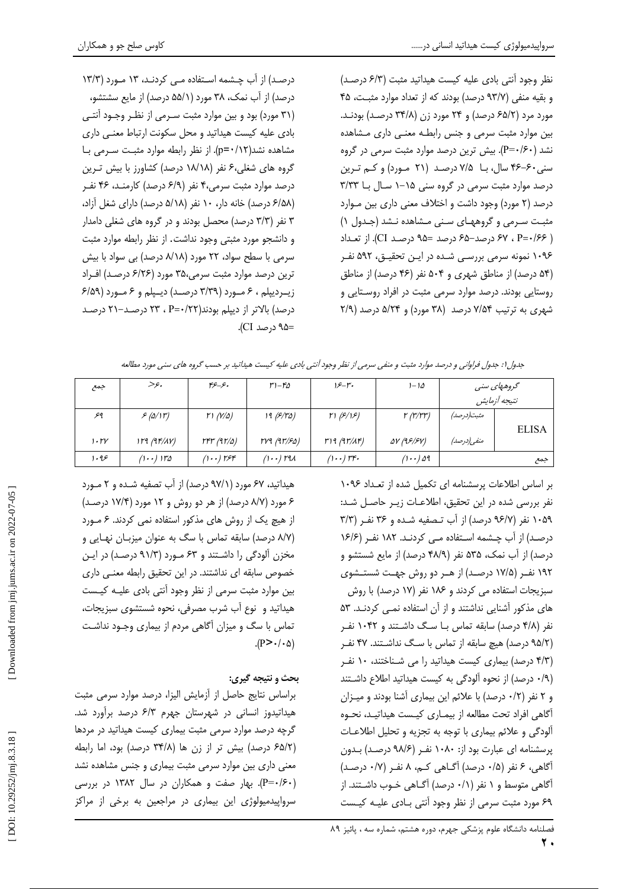نظر وجود آنتی بادی علیه کیست هیداتید مثبت (۶/۳ درصد) و بقیه منفی (۹۳/۷ درصد) بودند که از تعداد موارد مثبت، ۴۵ مورد مرد (۶۵/۲ درصد) و ۲۴ مورد زن (۳۴/۸ درصد) بودند. بین موارد مثبت سرمی و جنس رابطه معنی داری مشاهده نشد (P=۰/۶۰). بیش ترین درصد موارد مثبت سرمی در گروه سنی ۶۰-۴۶ سال، با ۷/۵ درصد (۲۱ مورد) و کم ترین درصد موارد مثبت سرمی در گروه سنی ۱۵-۱ سال با ۳/۳۳ درصد (۲ مورد) وجود داشت و اختلاف معنی داری بین موارد مثبت سرمی و گروههای سنی مشاهده نشد (جدول ۱) (P=۰/۶۶ ، ۶۷ درصد-۶۵ درصد =۹۵ درصد CI). از تعداد ۱۰۹۶ نمونه سرمی بررسی شده در این تحقیق، ۵۹۲ نفر (۵۴ درصد) از مناطق شهری و ۵۰۴ نفر (۴۶ درصد) از مناطق روستایی بودند. درصد موارد سرمی مثبت در افراد روستایی و شهری به ترتیب ۷/۵۴ درصد (۳۸ مورد) و ۵/۲۴ درصد (۲/۹ درصد) از آب چشمه استفاده می کردند، ۱۳ مورد (۱۳/۳ درصد) از آب نمک، ۳۸ مورد (۵۵/۱ درصد) از مایع شستشو، (۳۱ مورد) بود و بین موارد مثبت سرمی از نظر وجود آنتی بادی علیه کیست هیداتید و محل سکونت ارتباط معنی داری مشاهده نشد(p=۰/۱۲). از نظر رابطه موارد مثبت سرمی با گروه های شغلی،۶ نفر (۱۸/۱۸ درصد) کشاورز با بیش ترین درصد موارد مثبت سرمی،۴ نفر (۶/۹ درصد) کارمند، ۴۶ نفر (۶/۵۸ درصد) خانه دار، ۱۰ نفر (۵/۱۸ درصد) دارای شغل آزاد، ۳ نفر (۳/۳ درصد) محصل بودند و در گروه های شغلی دامدار و دانشجو مورد مثبتی وجود نداشت. از نظر رابطه موارد مثبت سرمی با سطح سواد، ۲۲ مورد (۸/۱۸ درصد) بی سواد با بیش ترین درصد موارد مثبت سرمی،۳۵ مورد (۶/۲۶ درصد) افراد زیردیپلم ، ۶ مورد (۳/۳۹ درصد) دیپلم و ۶ مورد (۶/۵۹ درصد) بالاتر از دیپلم بودند(P=۰/۲۲ ، ۲۳ درصد-۲۱ درصد =۹۵ درصد CI).

*جدول۱: جدول فراوانی و درصد موارد مثبت و منفی سرمی از نظر وجود آنتی بادی علیه کیست هیداتید بر حسب گروه های سنی مورد مطالعه*

| گروههای سنی / نتیجه آزمایش | | ۱۵-۱ | ۳۰-۱۶ | ۴۵-۳۱ | ۶۰-۴۶ | >۶۰ | جمع |
|---|---|---|---|---|---|---|---|
| ELISA | مثبت(درصد) | ۲ (۳/۳۳) | ۲۱ (۶/۱۶) | ۱۹ (۶/۳۵) | ۲۱ (۷/۵) | ۶ (۵/۱۳) | ۶۹ |
| | منفی(درصد) | ۵۷ (۹۶/۶۷) | ۳۱۹ (۹۳/۸۴) | ۲۷۹ (۹۳/۶۵) | ۲۴۳ (۹۲/۵) | ۱۲۹ (۹۴/۸۷) | ۱۰۲۷ |
| جمع | | ۵۹ (۱۰۰) | ۳۴۰ (۱۰۰) | ۲۹۸ (۱۰۰) | ۲۶۴ (۱۰۰) | ۱۳۵ (۱۰۰) | ۱۰۹۶ |

بر اساس اطلاعات پرسشنامه ای تکمیل شده از تعداد ۱۰۹۶ نفر بررسی شده در این تحقیق، اطلاعات زیر حاصل شد: ۱۰۵۹ نفر (۹۶/۷ درصد) از آب تصفیه شده و ۳۶ نفر (۳/۳ درصد) از آب چشمه استفاده می کردند. ۱۸۲ نفر (۱۶/۶ درصد) از آب نمک، ۵۳۵ نفر (۴۸/۹ درصد) از مایع شستشو و ۱۹۲ نفر (۱۷/۵ درصد) از هر دو روش جهت شستشوی سبزیجات استفاده می کردند و ۱۸۶ نفر (۱۷ درصد) با روش های مذکور آشنایی نداشتند و از آن استفاده نمی کردند. ۵۳ نفر (۴/۸ درصد) سابقه تماس با سگ داشتند و ۱۰۴۲ نفر (۹۵/۲ درصد) هیچ سابقه از تماس با سگ نداشتند. ۴۷ نفر (۴/۳ درصد) بیماری کیست هیداتید را می شناختند، ۱۰ نفر (۰/۹ درصد) از نحوه آلودگی به کیست هیداتید اطلاع داشتند و ۲ نفر (۰/۲ درصد) با علائم این بیماری آشنا بودند و میزان آگاهی افراد تحت مطالعه از بیماری کیست هیداتید، نحوه آلودگی و علائم بیماری با توجه به تجزیه و تحلیل اطلاعات پرسشنامه ای عبارت بود از: ۱۰۸۰ نفر (۹۸/۶ درصد) بدون آگاهی، ۶ نفر (۰/۵ درصد) آگاهی کم، ۸ نفر (۰/۷ درصد) آگاهی متوسط و ۱ نفر (۰/۱ درصد) آگاهی خوب داشتند. از ۶۹ مورد مثبت سرمی از نظر وجود آنتی بادی علیه کیست هیداتید، ۶۷ مورد (۹۷/۱ درصد) از آب تصفیه شده و ۲ مورد ۶ مورد (۸/۷ درصد) از هر دو روش و ۱۲ مورد (۱۷/۴ درصد) از هیچ یک از روش های مذکور استفاده نمی کردند. ۶ مورد (۸/۷ درصد) سابقه تماس با سگ به عنوان میزبان نهایی و مخزن آلودگی را داشتند و ۶۳ مورد (۹۱/۳ درصد) در این خصوص سابقه ای نداشتند. در این تحقیق رابطه معنی داری بین موارد مثبت سرمی از نظر وجود آنتی بادی علیه کیست هیداتید و نوع آب شرب مصرفی، نحوه شستشوی سبزیجات، تماس با سگ و میزان آگاهی مردم از بیماری وجود نداشت (P>۰/۰۵).

## بحث و نتیجه گیری:

براساس نتایج حاصل از آزمایش الیزا، درصد موارد سرمی مثبت هیداتیدوز انسانی در شهرستان جهرم ۶/۳ درصد برآورد شد. گرچه درصد موارد سرمی مثبت بیماری کیست هیداتید در مردها (۶۵/۲ درصد) بیش تر از زن ها (۳۴/۸ درصد) بود، اما رابطه معنی داری بین موارد سرمی مثبت بیماری و جنس مشاهده نشد (P=۰/۶۰). بهار صفت و همکاران در سال ۱۳۸۲ در بررسی سرواپیدمیولوژی این بیماری در مراجعین به برخی از مراکز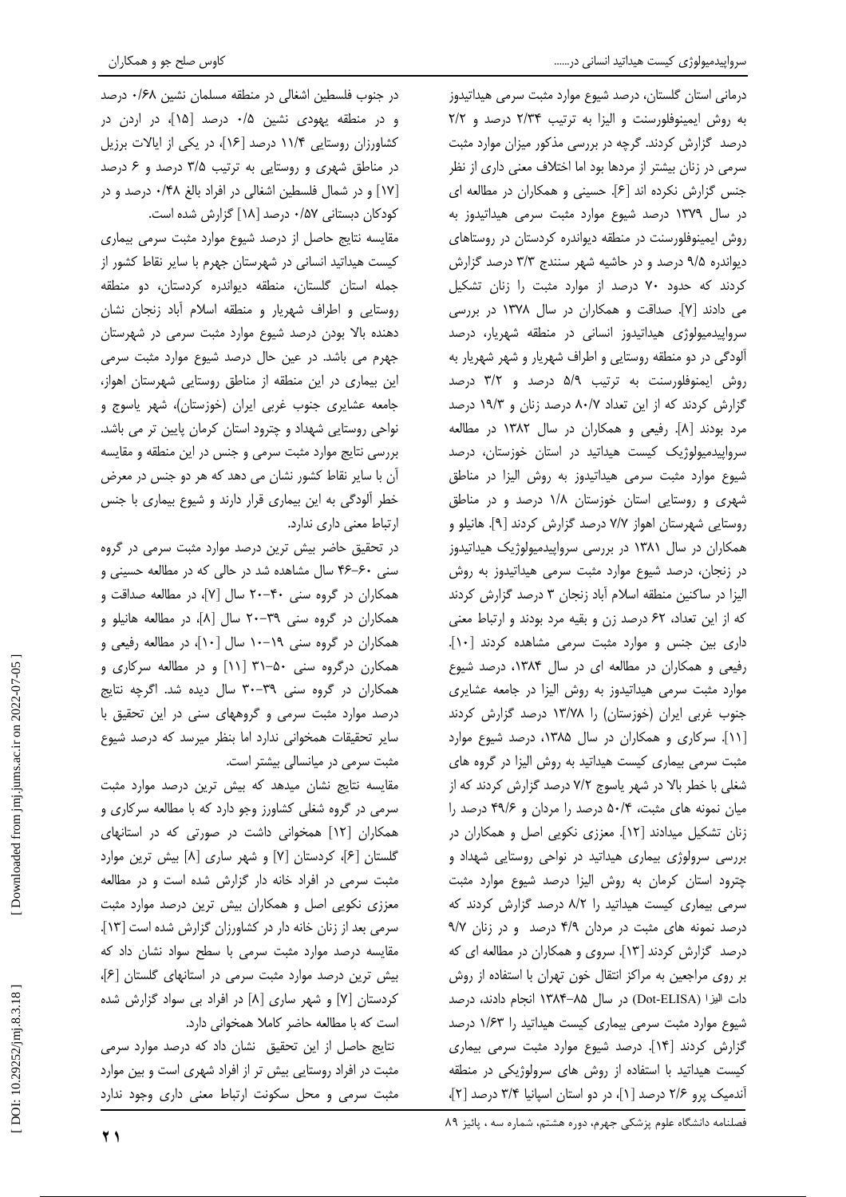درمانی استان گلستان، درصد شیوع موارد مثبت سرمی هیداتیدوز به روش ایمینوفلورسنت و الیزا به ترتیب ۲/۳۴ درصد و ۲/۲ درصد گزارش کردند. گرچه در بررسی مذکور میزان موارد مثبت سرمی در زنان بیشتر از مردها بود اما اختلاف معنی داری از نظر جنس گزارش نکرده اند [۶]. حسینی و همکاران در مطالعه ای در سال ۱۳۷۹ درصد شیوع موارد مثبت سرمی هیداتیدوز به روش ایمینوفلورسنت در منطقه دیواندره کردستان در روستاهای دیواندره ۹/۵ درصد و در حاشیه شهر سنندج ۳/۳ درصد گزارش کردند که حدود ۷۰ درصد از موارد مثبت را زنان تشکیل می دادند [۷]. صداقت و همکاران در سال ۱۳۷۸ در بررسی سرواپیدمیولوژی هیداتیدوز انسانی در منطقه شهریار، درصد آلودگی در دو منطقه روستایی و اطراف شهریار و شهر شهریار به روش ایمنوفلورسنت به ترتیب ۵/۹ درصد و ۳/۲ درصد گزارش کردند که از این تعداد ۸۰/۷ درصد زنان و ۱۹/۳ درصد مرد بودند [۸]. رفیعی و همکاران در سال ۱۳۸۲ در مطالعه سرواپیدمیولوژیک کیست هیداتید در استان خوزستان، درصد شیوع موارد مثبت سرمی هیداتیدوز به روش الیزا در مناطق شهری و روستایی استان خوزستان ۱/۸ درصد و در مناطق روستایی شهرستان اهواز ۷/۷ درصد گزارش کردند [۹]. هانیلو و همکاران در سال ۱۳۸۱ در بررسی سرواپیدمیولوژیک هیداتیدوز در زنجان، درصد شیوع موارد مثبت سرمی هیداتیدوز به روش الیزا در ساکنین منطقه اسلام آباد زنجان ۳ درصد گزارش کردند که از این تعداد، ۶۲ درصد زن و بقیه مرد بودند و ارتباط معنی داری بین جنس و موارد مثبت سرمی مشاهده کردند [۱۰]. رفیعی و همکاران در مطالعه ای در سال ۱۳۸۴، درصد شیوع موارد مثبت سرمی هیداتیدوز به روش الیزا در جامعه عشایری جنوب غربی ایران (خوزستان) را ۱۳/۷۸ درصد گزارش کردند [۱۱]. سرکاری و همکاران در سال ۱۳۸۵، درصد شیوع موارد مثبت سرمی بیماری کیست هیداتید به روش الیزا در گروه های شغلی با خطر بالا در شهر یاسوج ۷/۲ درصد گزارش کردند که از میان نمونه های مثبت، ۵۰/۴ درصد را مردان و ۴۹/۶ درصد را زنان تشکیل میدادند [۱۲]. معززی نکویی اصل و همکاران در بررسی سرولوژی بیماری هیداتید در نواحی روستایی شهداد و چترود استان کرمان به روش الیزا درصد شیوع موارد مثبت سرمی بیماری کیست هیداتید را ۸/۲ درصد گزارش کردند که درصد نمونه های مثبت در مردان ۴/۹ درصد و در زنان ۹/۷ درصد گزارش کردند [۱۳]. سروی و همکاران در مطالعه ای که بر روی مراجعین به مراکز انتقال خون تهران با استفاده از روش دات الیزا (Dot-ELISA) در سال ۸۵-۱۳۸۴ انجام دادند، درصد شیوع موارد مثبت سرمی بیماری کیست هیداتید را ۱/۶۳ درصد گزارش کردند [۱۴]. درصد شیوع موارد مثبت سرمی بیماری کیست هیداتید با استفاده از روش های سرولوژیکی در منطقه آندمیک پرو ۲/۶ درصد [۱]، در دو استان اسپانیا ۳/۴ درصد [۲]، در جنوب فلسطین اشغالی در منطقه مسلمان نشین ۰/۶۸ درصد و در منطقه یهودی نشین ۰/۵ درصد [۱۵]، در اردن در کشاورزان روستایی ۱۱/۴ درصد [۱۶]، در یکی از ایالات برزیل در مناطق شهری و روستایی به ترتیب ۳/۵ درصد و ۶ درصد [۱۷] و در شمال فلسطین اشغالی در افراد بالغ ۰/۴۸ درصد و در کودکان دبستانی ۰/۵۷ درصد [۱۸] گزارش شده است.

مقایسه نتایج حاصل از درصد شیوع موارد مثبت سرمی بیماری کیست هیداتید انسانی در شهرستان جهرم با سایر نقاط کشور از جمله استان گلستان، منطقه دیواندره کردستان، دو منطقه روستایی و اطراف شهریار و منطقه اسلام آباد زنجان نشان دهنده بالا بودن درصد شیوع موارد مثبت سرمی در شهرستان جهرم می باشد. در عین حال درصد شیوع موارد مثبت سرمی این بیماری در این منطقه از مناطق روستایی شهرستان اهواز، جامعه عشایری جنوب غربی ایران (خوزستان)، شهر یاسوج و نواحی روستایی شهداد و چترود استان کرمان پایین تر می باشد. بررسی نتایج موارد مثبت سرمی و جنس در این منطقه و مقایسه آن با سایر نقاط کشور نشان می دهد که هر دو جنس در معرض خطر آلودگی به این بیماری قرار دارند و شیوع بیماری با جنس ارتباط معنی داری ندارد.

در تحقیق حاضر بیش ترین درصد موارد مثبت سرمی در گروه سنی ۶۰-۴۶ سال مشاهده شد در حالی که در مطالعه حسینی و همکاران در گروه سنی ۴۰-۲۰ سال [۷]، در مطالعه صداقت و همکاران در گروه سنی ۳۹-۲۰ سال [۸]، در مطالعه هانیلو و همکاران در گروه سنی ۱۹-۱۰ سال [۱۰]، در مطالعه رفیعی و همکارن درگروه سنی ۵۰-۳۱ [۱۱] و در مطالعه سرکاری و همکاران در گروه سنی ۳۹-۳۰ سال دیده شد. اگرچه نتایج درصد موارد مثبت سرمی و گروههای سنی در این تحقیق با سایر تحقیقات همخوانی ندارد اما بنظر میرسد که درصد شیوع مثبت سرمی در میانسالی بیشتر است.

مقایسه نتایج نشان میدهد که بیش ترین درصد موارد مثبت سرمی در گروه شغلی کشاورز وجو دارد که با مطالعه سرکاری و همکاران [۱۲] همخوانی داشت در صورتی که در استانهای گلستان [۶]، کردستان [۷] و شهر ساری [۸] بیش ترین موارد مثبت سرمی در افراد خانه دار گزارش شده است و در مطالعه معززی نکویی اصل و همکاران بیش ترین درصد موارد مثبت سرمی بعد از زنان خانه دار در کشاورزان گزارش شده است [۱۳]. مقایسه درصد موارد مثبت سرمی با سطح سواد نشان داد که بیش ترین درصد موارد مثبت سرمی در استانهای گلستان [۶]، کردستان [۷] و شهر ساری [۸] در افراد بی سواد گزارش شده است که با مطالعه حاضر کاملا همخوانی دارد.

نتایج حاصل از این تحقیق نشان داد که درصد موارد مثبت سرمی در افراد روستایی بیش تر از افراد شهری است و بین موارد مثبت سرمی و محل سکونت ارتباط معنی داری وجود ندارد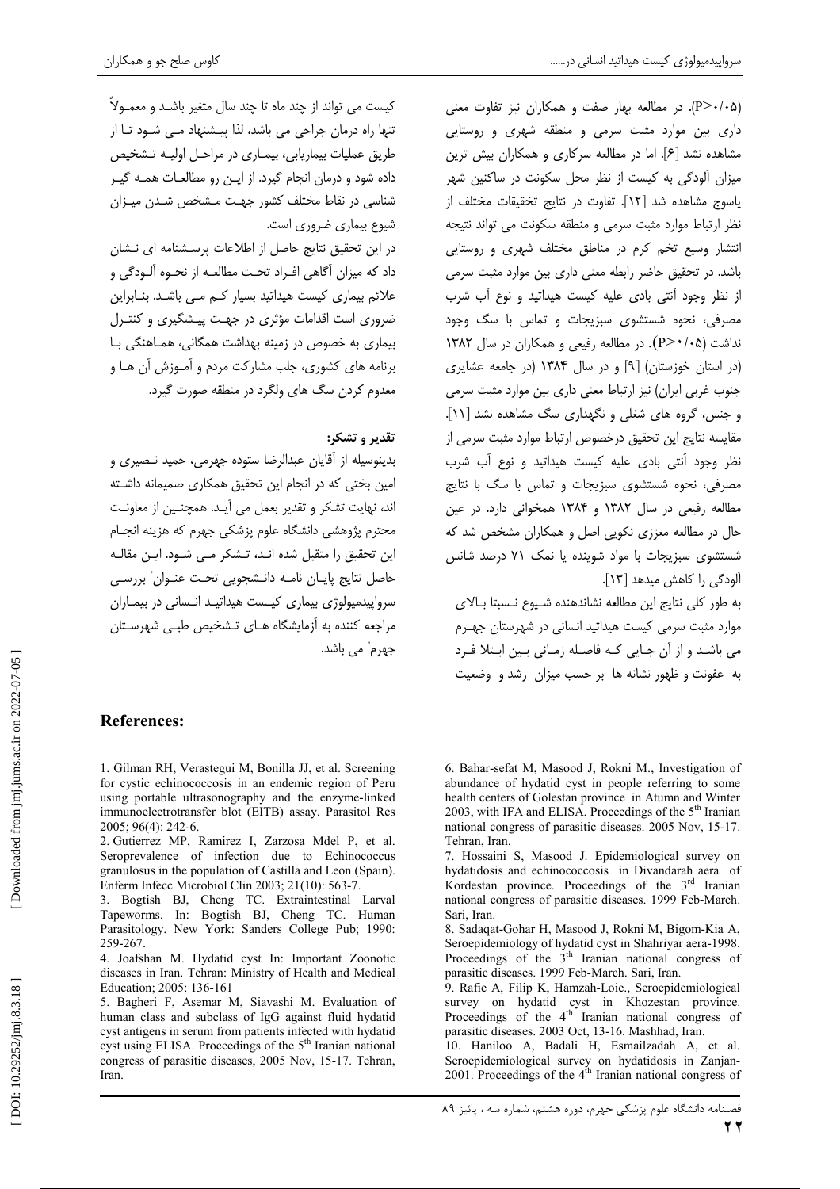(P>۰/۰۵). در مطالعه بهار صفت و همکاران نیز تفاوت معنی داری بین موارد مثبت سرمی و منطقه شهری و روستایی مشاهده نشد [۶]. اما در مطالعه سرکاری و همکاران بیش ترین میزان آلودگی به کیست از نظر محل سکونت در ساکنین شهر یاسوج مشاهده شد [۱۲]. تفاوت در نتایج تحقیقات مختلف از نظر ارتباط موارد مثبت سرمی و منطقه سکونت می تواند نتیجه انتشار وسیع تخم کرم در مناطق مختلف شهری و روستایی باشد. در تحقیق حاضر رابطه معنی داری بین موارد مثبت سرمی از نظر وجود آنتی بادی علیه کیست هیداتید و نوع آب شرب مصرفی، نحوه شستشوی سبزیجات و تماس با سگ وجود نداشت (P>۰/۰۵). در مطالعه رفیعی و همکاران در سال ۱۳۸۲ (در استان خوزستان) [۹] و در سال ۱۳۸۴ (در جامعه عشایری جنوب غربی ایران) نیز ارتباط معنی داری بین موارد مثبت سرمی و جنس، گروه های شغلی و نگهداری سگ مشاهده نشد [۱۱]. مقایسه نتایج این تحقیق درخصوص ارتباط موارد مثبت سرمی از نظر وجود آنتی بادی علیه کیست هیداتید و نوع آب شرب مصرفی، نحوه شستشوی سبزیجات و تماس با سگ با نتایج مطالعه رفیعی در سال ۱۳۸۲ و ۱۳۸۴ همخوانی دارد. در عین حال در مطالعه معزی نکویی اصل و همکاران مشخص شد که شستشوی سبزیجات با مواد شوینده یا نمک ۷۱ درصد شانس آلودگی را کاهش میدهد [۱۳].

به طور کلی نتایج این مطالعه نشاندهنده شیوع نسبتا بالای موارد مثبت سرمی کیست هیداتید انسانی در شهرستان جهرم می باشد و از آن جایی که فاصله زمانی بین ابتلا فرد به عفونت و ظهور نشانه ها بر حسب میزان رشد و وضعیت کیست می تواند از چند ماه تا چند سال متغیر باشد و معمولاً تنها راه درمان جراحی می باشد، لذا پیشنهاد می شود تا از طریق عملیات بیماریابی، بیماری در مراحل اولیه تشخیص داده شود و درمان انجام گیرد. از این رو مطالعات همه گیر شناسی در نقاط مختلف کشور جهت مشخص شدن میزان شیوع بیماری ضروری است.

در این تحقیق نتایج حاصل از اطلاعات پرسشنامه ای نشان داد که میزان آگاهی افراد تحت مطالعه از نحوه آلودگی و علائم بیماری کیست هیداتید بسیار کم می باشد. بنابراین ضروری است اقدامات مؤثری در جهت پیشگیری و کنترل بیماری به خصوص در زمینه بهداشت همگانی، هماهنگی با برنامه های کشوری، جلب مشارکت مردم و آموزش آن ها و معدوم کردن سگ های ولگرد در منطقه صورت گیرد.

### تقدیر و تشکر:

بدینوسیله از آقایان عبدالرضا ستوده جهرمی، حمید نصیری و امین بختی که در انجام این تحقیق همکاری صمیمانه داشته اند، نهایت تشکر و تقدیر بعمل می آید. همچنین از معاونت محترم پژوهشی دانشگاه علوم پزشکی جهرم که هزینه انجام این تحقیق را متقبل شده اند، تشکر می شود. این مقاله حاصل نتایج پایان نامه دانشجویی تحت عنوان" بررسی سرواپیدمیولوژی بیماری کیست هیداتید انسانی در بیماران مراجعه کننده به آزمایشگاه های تشخیص طبی شهرستان جهرم" می باشد.

## References:

1. Gilman RH, Verastegui M, Bonilla JJ, et al. Screening for cystic echinococcosis in an endemic region of Peru using portable ultrasonography and the enzyme-linked immunoelectrotransfer blot (EITB) assay. Parasitol Res 2005; 96(4): 242-6.
2. Gutierrez MP, Ramirez I, Zarzosa Mdel P, et al. Seroprevalence of infection due to Echinococcus granulosus in the population of Castilla and Leon (Spain). Enferm Infecc Microbiol Clin 2003; 21(10): 563-7.
3. Bogtish BJ, Cheng TC. Extraintestinal Larval Tapeworms. In: Bogtish BJ, Cheng TC. Human Parasitology. New York: Sanders College Pub; 1990: 259-267.
4. Joafshan M. Hydatid cyst In: Important Zoonotic diseases in Iran. Tehran: Ministry of Health and Medical Education; 2005: 136-161
5. Bagheri F, Asemar M, Siavashi M. Evaluation of human class and subclass of IgG against fluid hydatid cyst antigens in serum from patients infected with hydatid cyst using ELISA. Proceedings of the 5th Iranian national congress of parasitic diseases, 2005 Nov, 15-17. Tehran, Iran.
6. Bahar-sefat M, Masood J, Rokni M., Investigation of abundance of hydatid cyst in people referring to some health centers of Golestan province in Atumn and Winter 2003, with IFA and ELISA. Proceedings of the 5th Iranian national congress of parasitic diseases. 2005 Nov, 15-17. Tehran, Iran.
7. Hossaini S, Masood J. Epidemiological survey on hydatidosis and echinococcosis in Divandarah aera of Kordestan province. Proceedings of the 3rd Iranian national congress of parasitic diseases. 1999 Feb-March. Sari, Iran.
8. Sadaqat-Gohar H, Masood J, Rokni M, Bigom-Kia A, Seroepidemiology of hydatid cyst in Shahriyar aera-1998. Proceedings of the 3th Iranian national congress of parasitic diseases. 1999 Feb-March. Sari, Iran.
9. Rafie A, Filip K, Hamzah-Loie., Seroepidemiological survey on hydatid cyst in Khozestan province. Proceedings of the 4th Iranian national congress of parasitic diseases. 2003 Oct, 13-16. Mashhad, Iran.
10. Haniloo A, Badali H, Esmailzadah A, et al. Seroepidemiological survey on hydatidosis in Zanjan-2001. Proceedings of the 4th Iranian national congress of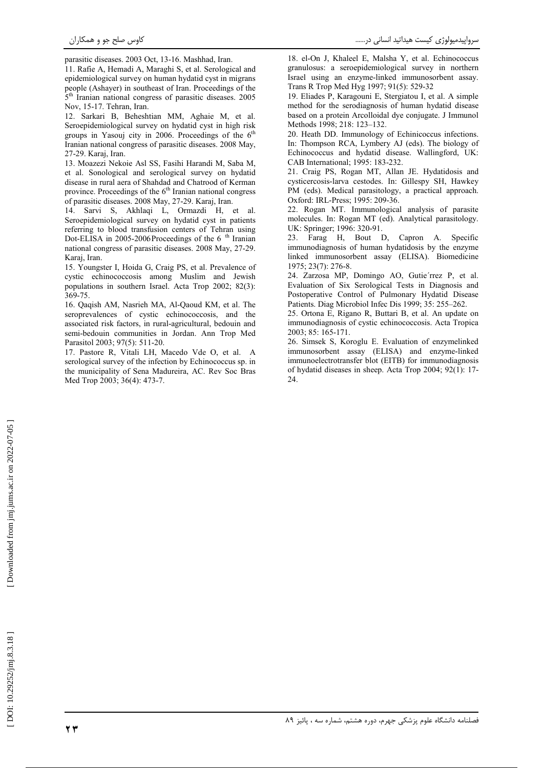parasitic diseases. 2003 Oct, 13-16. Mashhad, Iran.

11. Rafie A, Hemadi A, Maraghi S, et al. Serological and epidemiological survey on human hydatid cyst in migrans people (Ashayer) in southeast of Iran. Proceedings of the 5th Iranian national congress of parasitic diseases. 2005 Nov, 15-17. Tehran, Iran.

12. Sarkari B, Beheshtian MM, Aghaie M, et al. Seroepidemiological survey on hydatid cyst in high risk groups in Yasouj city in 2006. Proceedings of the 6th Iranian national congress of parasitic diseases. 2008 May, 27-29. Karaj, Iran.

13. Moazezi Nekoie Asl SS, Fasihi Harandi M, Saba M, et al. Sonological and serological survey on hydatid disease in rural aera of Shahdad and Chatrood of Kerman province. Proceedings of the 6th Iranian national congress of parasitic diseases. 2008 May, 27-29. Karaj, Iran.

14. Sarvi S, Akhlaqi L, Ormazdi H, et al. Seroepidemiological survey on hydatid cyst in patients referring to blood transfusion centers of Tehran using Dot-ELISA in 2005-2006Proceedings of the 6 th Iranian national congress of parasitic diseases. 2008 May, 27-29. Karaj, Iran.

15. Youngster I, Hoida G, Craig PS, et al. Prevalence of cystic echinococcosis among Muslim and Jewish populations in southern Israel. Acta Trop 2002; 82(3): 369-75.

16. Qaqish AM, Nasrieh MA, Al-Qaoud KM, et al. The seroprevalences of cystic echinococcosis, and the associated risk factors, in rural-agricultural, bedouin and semi-bedouin communities in Jordan. Ann Trop Med Parasitol 2003; 97(5): 511-20.

17. Pastore R, Vitali LH, Macedo Vde O, et al. A serological survey of the infection by Echinococcus sp. in the municipality of Sena Madureira, AC. Rev Soc Bras Med Trop 2003; 36(4): 473-7.

18. el-On J, Khaleel E, Malsha Y, et al. Echinococcus granulosus: a seroepidemiological survey in northern Israel using an enzyme-linked immunosorbent assay. Trans R Trop Med Hyg 1997; 91(5): 529-32

19. Eliades P, Karagouni E, Stergiatou I, et al. A simple method for the serodiagnosis of human hydatid disease based on a protein Arcolloidal dye conjugate. J Immunol Methods 1998; 218: 123–132.

20. Heath DD. Immunology of Echinicoccus infections. In: Thompson RCA, Lymbery AJ (eds). The biology of Echinococcus and hydatid disease. Wallingford, UK: CAB International; 1995: 183-232.

21. Craig PS, Rogan MT, Allan JE. Hydatidosis and cysticercosis-larva cestodes. In: Gillespy SH, Hawkey PM (eds). Medical parasitology, a practical approach. Oxford: IRL-Press; 1995: 209-36.

22. Rogan MT. Immunological analysis of parasite molecules. In: Rogan MT (ed). Analytical parasitology. UK: Springer; 1996: 320-91.

23. Farag H, Bout D, Capron A. Specific immunodiagnosis of human hydatidosis by the enzyme linked immunosorbent assay (ELISA). Biomedicine 1975; 23(7): 276-8.

24. Zarzosa MP, Domingo AO, Gutie´rrez P, et al. Evaluation of Six Serological Tests in Diagnosis and Postoperative Control of Pulmonary Hydatid Disease Patients. Diag Microbiol Infec Dis 1999; 35: 255–262.

25. Ortona E, Rigano R, Buttari B, et al. An update on immunodiagnosis of cystic echinococcosis. Acta Tropica 2003; 85: 165-171.

26. Simsek S, Koroglu E. Evaluation of enzymelinked immunosorbent assay (ELISA) and enzyme-linked immunoelectrotransfer blot (EITB) for immunodiagnosis of hydatid diseases in sheep. Acta Trop 2004; 92(1): 17-24.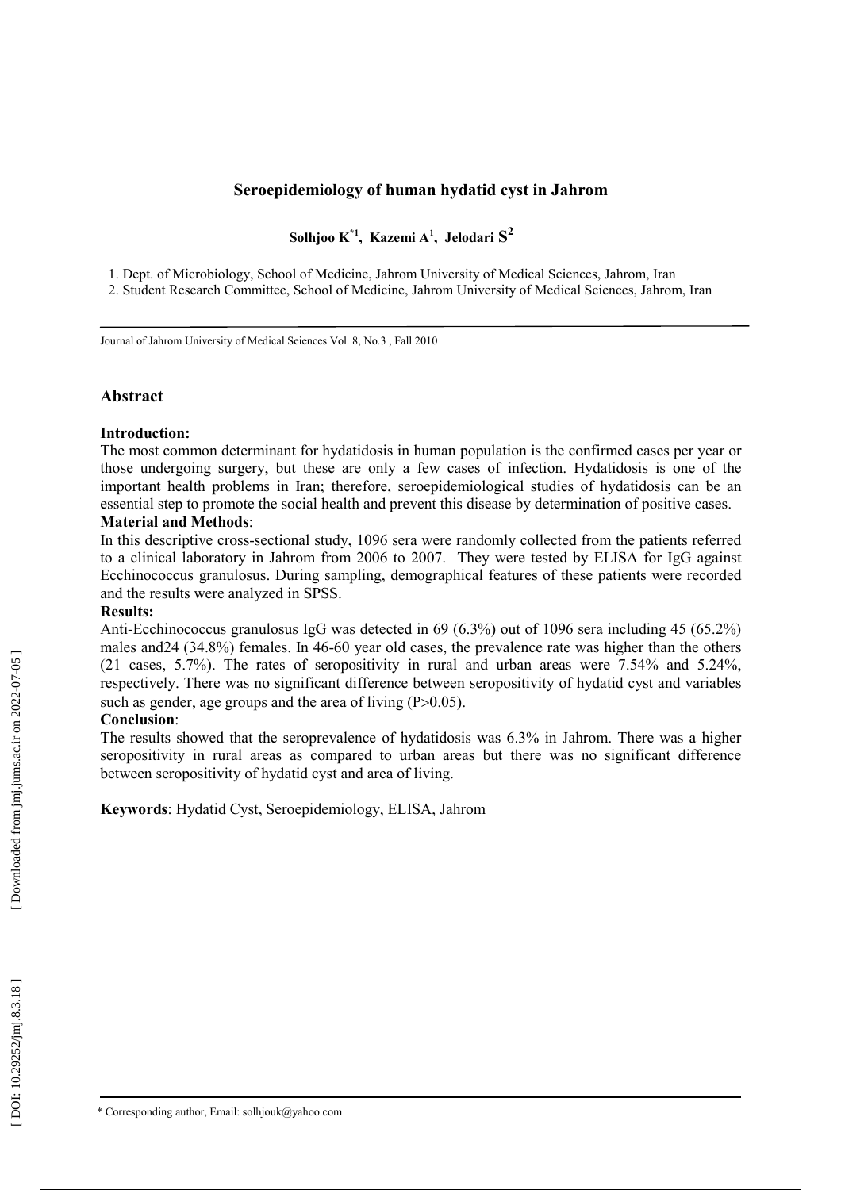# Seroepidemiology of human hydatid cyst in Jahrom

**Solhjoo K[*1], Kazemi A[1], Jelodari S[2]**

1. Dept. of Microbiology, School of Medicine, Jahrom University of Medical Sciences, Jahrom, Iran
2. Student Research Committee, School of Medicine, Jahrom University of Medical Sciences, Jahrom, Iran

Journal of Jahrom University of Medical Seiences Vol. 8, No.3 , Fall 2010

## Abstract

**Introduction:**
The most common determinant for hydatidosis in human population is the confirmed cases per year or those undergoing surgery, but these are only a few cases of infection. Hydatidosis is one of the important health problems in Iran; therefore, seroepidemiological studies of hydatidosis can be an essential step to promote the social health and prevent this disease by determination of positive cases.

**Material and Methods**:
In this descriptive cross-sectional study, 1096 sera were randomly collected from the patients referred to a clinical laboratory in Jahrom from 2006 to 2007. They were tested by ELISA for IgG against Ecchinococcus granulosus. During sampling, demographical features of these patients were recorded and the results were analyzed in SPSS.

**Results:**
Anti-Ecchinococcus granulosus IgG was detected in 69 (6.3%) out of 1096 sera including 45 (65.2%) males and24 (34.8%) females. In 46-60 year old cases, the prevalence rate was higher than the others (21 cases, 5.7%). The rates of seropositivity in rural and urban areas were 7.54% and 5.24%, respectively. There was no significant difference between seropositivity of hydatid cyst and variables such as gender, age groups and the area of living ($P>0.05$).

**Conclusion**:
The results showed that the seroprevalence of hydatidosis was 6.3% in Jahrom. There was a higher seropositivity in rural areas as compared to urban areas but there was no significant difference between seropositivity of hydatid cyst and area of living.

**Keywords**: Hydatid Cyst, Seroepidemiology, ELISA, Jahrom

* Corresponding author, Email: solhjouk@yahoo.com